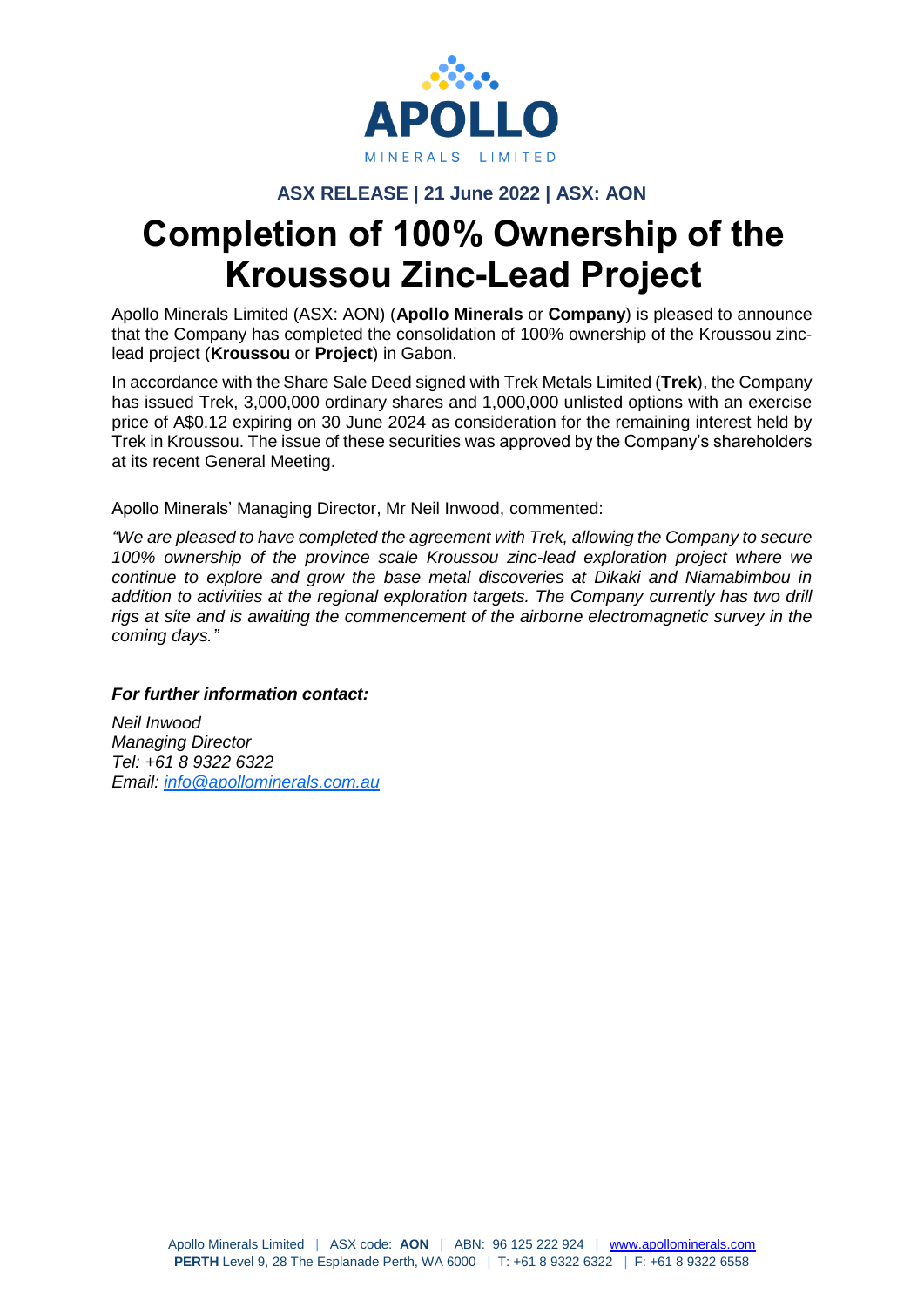APOLLO

MINERALS LIMITED

**ASX RELEASE | 21 June 2022 | ASX: AON**

# Completion of 100% Ownership of the Kroussou Zinc-Lead Project

Apollo Minerals Limited (ASX: AON) (**Apollo Minerals** or **Company**) is pleased to announce that the Company has completed the consolidation of 100% ownership of the Kroussou zinc-lead project (**Kroussou** or **Project**) in Gabon.

In accordance with the Share Sale Deed signed with Trek Metals Limited (**Trek**), the Company has issued Trek, 3,000,000 ordinary shares and 1,000,000 unlisted options with an exercise price of A$0.12 expiring on 30 June 2024 as consideration for the remaining interest held by Trek in Kroussou. The issue of these securities was approved by the Company's shareholders at its recent General Meeting.

Apollo Minerals' Managing Director, Mr Neil Inwood, commented:

*"We are pleased to have completed the agreement with Trek, allowing the Company to secure 100% ownership of the province scale Kroussou zinc-lead exploration project where we continue to explore and grow the base metal discoveries at Dikaki and Niamabimbou in addition to activities at the regional exploration targets. The Company currently has two drill rigs at site and is awaiting the commencement of the airborne electromagnetic survey in the coming days."*

***For further information contact:***

*Neil Inwood*
*Managing Director*
*Tel: +61 8 9322 6322*
*Email: info@apollominerals.com.au*

Apollo Minerals Limited | ASX code: **AON** | ABN: 96 125 222 924 | www.apollominerals.com
**PERTH** Level 9, 28 The Esplanade Perth, WA 6000 | T: +61 8 9322 6322 | F: +61 8 9322 6558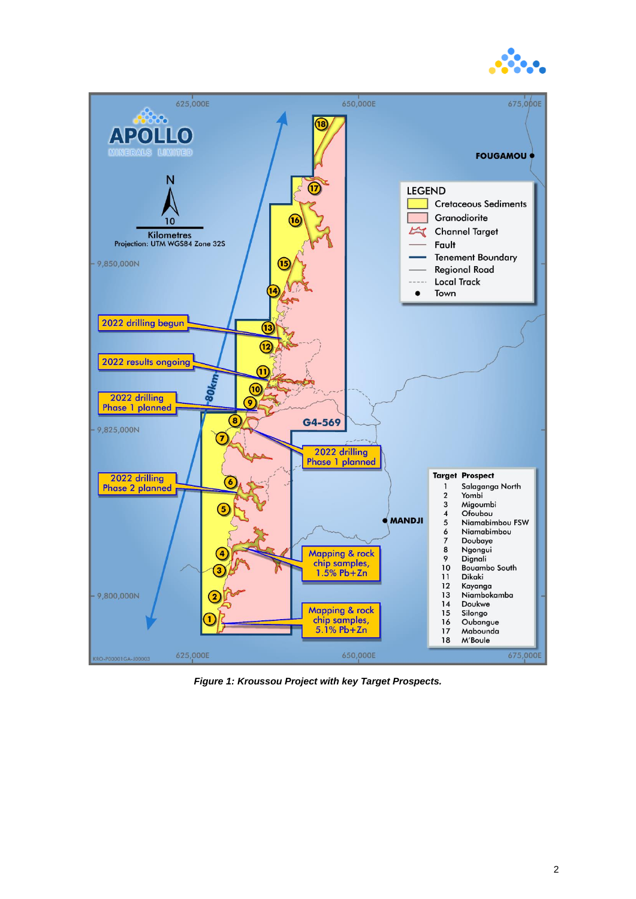*Figure 1: Kroussou Project with key Target Prospects.*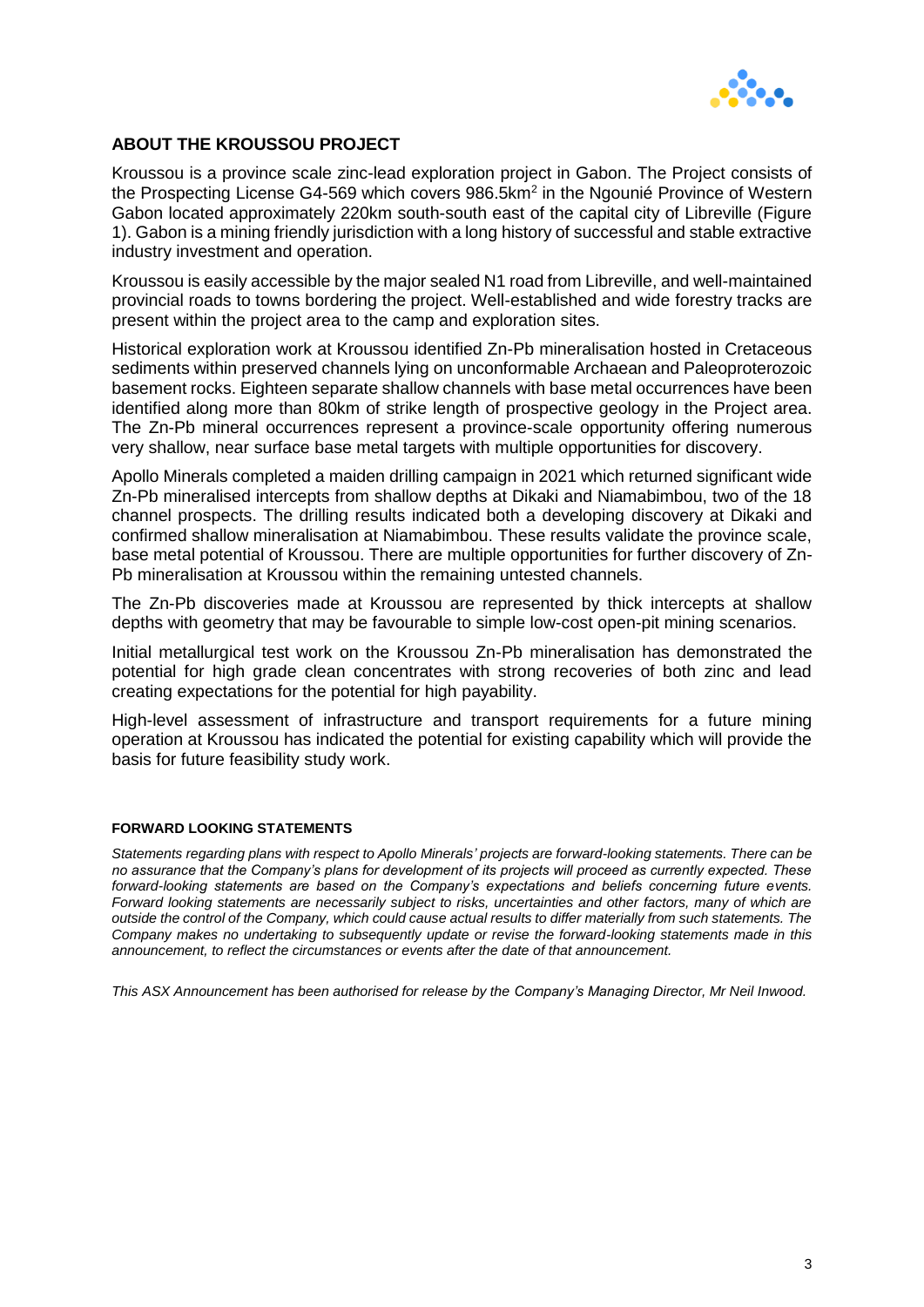## ABOUT THE KROUSSOU PROJECT

Kroussou is a province scale zinc-lead exploration project in Gabon. The Project consists of the Prospecting License G4-569 which covers 986.5km$^2$ in the Ngounié Province of Western Gabon located approximately 220km south-south east of the capital city of Libreville (Figure 1). Gabon is a mining friendly jurisdiction with a long history of successful and stable extractive industry investment and operation.

Kroussou is easily accessible by the major sealed N1 road from Libreville, and well-maintained provincial roads to towns bordering the project. Well-established and wide forestry tracks are present within the project area to the camp and exploration sites.

Historical exploration work at Kroussou identified Zn-Pb mineralisation hosted in Cretaceous sediments within preserved channels lying on unconformable Archaean and Paleoproterozoic basement rocks. Eighteen separate shallow channels with base metal occurrences have been identified along more than 80km of strike length of prospective geology in the Project area. The Zn-Pb mineral occurrences represent a province-scale opportunity offering numerous very shallow, near surface base metal targets with multiple opportunities for discovery.

Apollo Minerals completed a maiden drilling campaign in 2021 which returned significant wide Zn-Pb mineralised intercepts from shallow depths at Dikaki and Niamabimbou, two of the 18 channel prospects. The drilling results indicated both a developing discovery at Dikaki and confirmed shallow mineralisation at Niamabimbou. These results validate the province scale, base metal potential of Kroussou. There are multiple opportunities for further discovery of Zn-Pb mineralisation at Kroussou within the remaining untested channels.

The Zn-Pb discoveries made at Kroussou are represented by thick intercepts at shallow depths with geometry that may be favourable to simple low-cost open-pit mining scenarios.

Initial metallurgical test work on the Kroussou Zn-Pb mineralisation has demonstrated the potential for high grade clean concentrates with strong recoveries of both zinc and lead creating expectations for the potential for high payability.

High-level assessment of infrastructure and transport requirements for a future mining operation at Kroussou has indicated the potential for existing capability which will provide the basis for future feasibility study work.

#### FORWARD LOOKING STATEMENTS

*Statements regarding plans with respect to Apollo Minerals' projects are forward-looking statements. There can be no assurance that the Company's plans for development of its projects will proceed as currently expected. These forward-looking statements are based on the Company's expectations and beliefs concerning future events. Forward looking statements are necessarily subject to risks, uncertainties and other factors, many of which are outside the control of the Company, which could cause actual results to differ materially from such statements. The Company makes no undertaking to subsequently update or revise the forward-looking statements made in this announcement, to reflect the circumstances or events after the date of that announcement.*

*This ASX Announcement has been authorised for release by the Company's Managing Director, Mr Neil Inwood.*